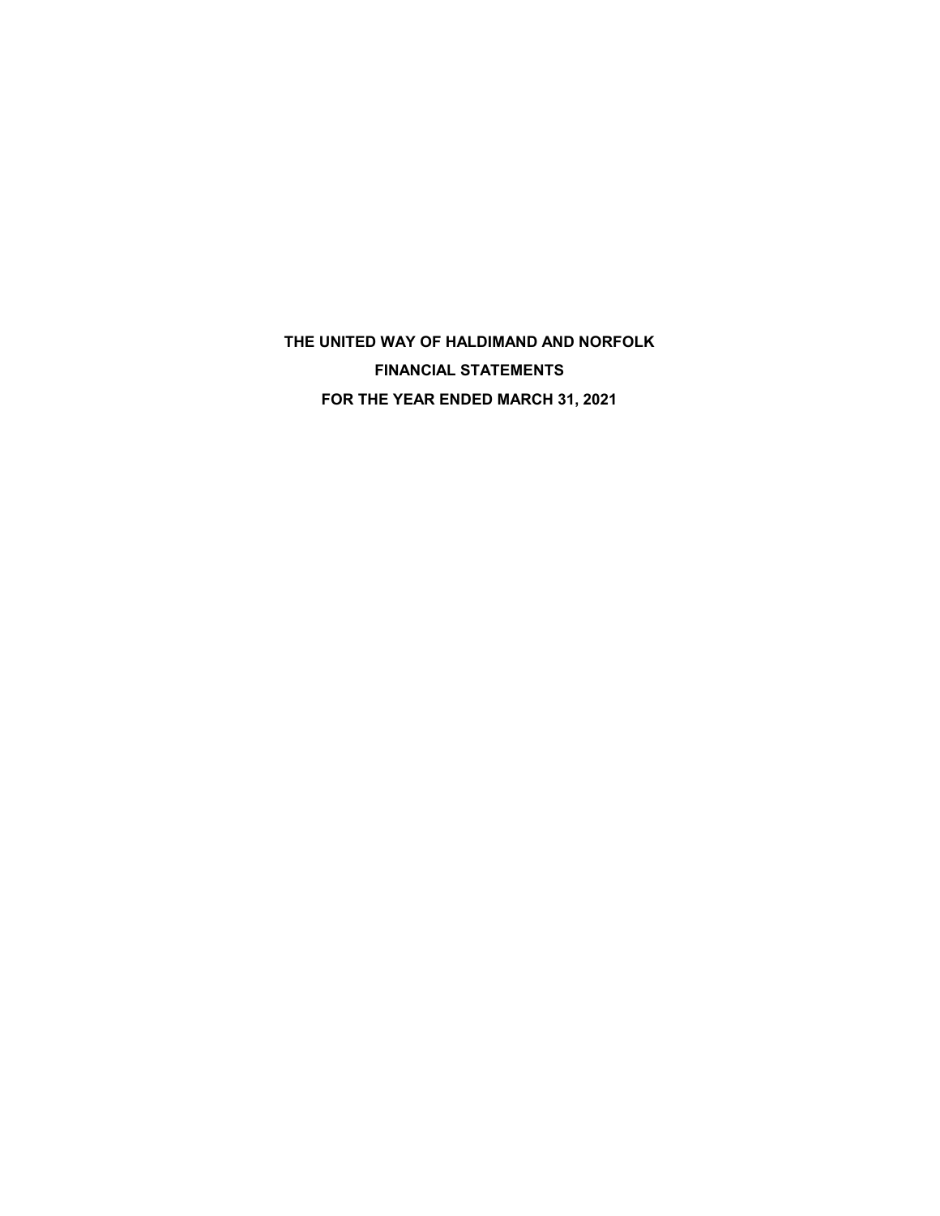# THE UNITED WAY OF HALDIMAND AND NORFOLK

## FINANCIAL STATEMENTS

## FOR THE YEAR ENDED MARCH 31, 2021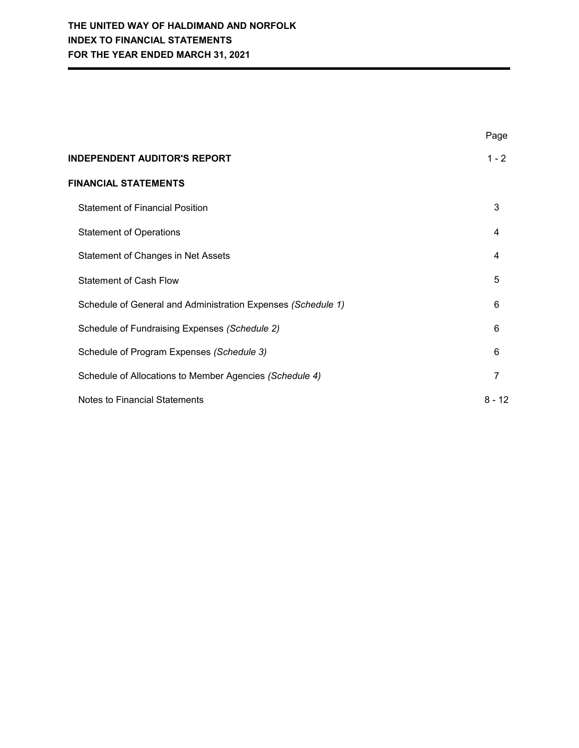**THE UNITED WAY OF HALDIMAND AND NORFOLK**
**INDEX TO FINANCIAL STATEMENTS**
**FOR THE YEAR ENDED MARCH 31, 2021**

| | Page |
|---|---|
| **INDEPENDENT AUDITOR'S REPORT** | 1 - 2 |
| **FINANCIAL STATEMENTS** | |
| Statement of Financial Position | 3 |
| Statement of Operations | 4 |
| Statement of Changes in Net Assets | 4 |
| Statement of Cash Flow | 5 |
| Schedule of General and Administration Expenses *(Schedule 1)* | 6 |
| Schedule of Fundraising Expenses *(Schedule 2)* | 6 |
| Schedule of Program Expenses *(Schedule 3)* | 6 |
| Schedule of Allocations to Member Agencies *(Schedule 4)* | 7 |
| Notes to Financial Statements | 8 - 12 |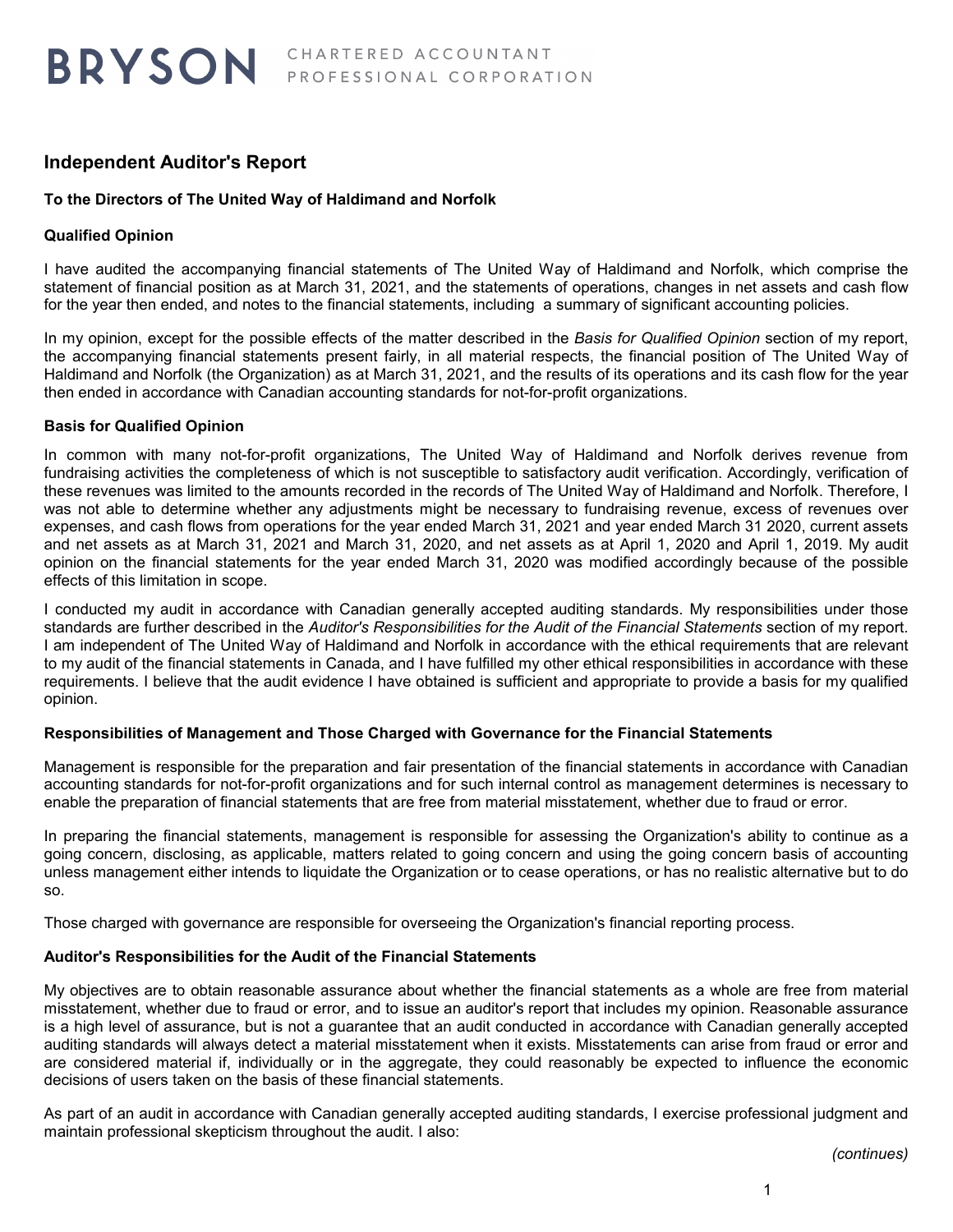BRYSON CHARTERED ACCOUNTANT PROFESSIONAL CORPORATION

## Independent Auditor's Report

**To the Directors of The United Way of Haldimand and Norfolk**

**Qualified Opinion**

I have audited the accompanying financial statements of The United Way of Haldimand and Norfolk, which comprise the statement of financial position as at March 31, 2021, and the statements of operations, changes in net assets and cash flow for the year then ended, and notes to the financial statements, including a summary of significant accounting policies.

In my opinion, except for the possible effects of the matter described in the *Basis for Qualified Opinion* section of my report, the accompanying financial statements present fairly, in all material respects, the financial position of The United Way of Haldimand and Norfolk (the Organization) as at March 31, 2021, and the results of its operations and its cash flow for the year then ended in accordance with Canadian accounting standards for not-for-profit organizations.

**Basis for Qualified Opinion**

In common with many not-for-profit organizations, The United Way of Haldimand and Norfolk derives revenue from fundraising activities the completeness of which is not susceptible to satisfactory audit verification. Accordingly, verification of these revenues was limited to the amounts recorded in the records of The United Way of Haldimand and Norfolk. Therefore, I was not able to determine whether any adjustments might be necessary to fundraising revenue, excess of revenues over expenses, and cash flows from operations for the year ended March 31, 2021 and year ended March 31 2020, current assets and net assets as at March 31, 2021 and March 31, 2020, and net assets as at April 1, 2020 and April 1, 2019. My audit opinion on the financial statements for the year ended March 31, 2020 was modified accordingly because of the possible effects of this limitation in scope.

I conducted my audit in accordance with Canadian generally accepted auditing standards. My responsibilities under those standards are further described in the *Auditor's Responsibilities for the Audit of the Financial Statements* section of my report. I am independent of The United Way of Haldimand and Norfolk in accordance with the ethical requirements that are relevant to my audit of the financial statements in Canada, and I have fulfilled my other ethical responsibilities in accordance with these requirements. I believe that the audit evidence I have obtained is sufficient and appropriate to provide a basis for my qualified opinion.

**Responsibilities of Management and Those Charged with Governance for the Financial Statements**

Management is responsible for the preparation and fair presentation of the financial statements in accordance with Canadian accounting standards for not-for-profit organizations and for such internal control as management determines is necessary to enable the preparation of financial statements that are free from material misstatement, whether due to fraud or error.

In preparing the financial statements, management is responsible for assessing the Organization's ability to continue as a going concern, disclosing, as applicable, matters related to going concern and using the going concern basis of accounting unless management either intends to liquidate the Organization or to cease operations, or has no realistic alternative but to do so.

Those charged with governance are responsible for overseeing the Organization's financial reporting process.

**Auditor's Responsibilities for the Audit of the Financial Statements**

My objectives are to obtain reasonable assurance about whether the financial statements as a whole are free from material misstatement, whether due to fraud or error, and to issue an auditor's report that includes my opinion. Reasonable assurance is a high level of assurance, but is not a guarantee that an audit conducted in accordance with Canadian generally accepted auditing standards will always detect a material misstatement when it exists. Misstatements can arise from fraud or error and are considered material if, individually or in the aggregate, they could reasonably be expected to influence the economic decisions of users taken on the basis of these financial statements.

As part of an audit in accordance with Canadian generally accepted auditing standards, I exercise professional judgment and maintain professional skepticism throughout the audit. I also:

*(continues)*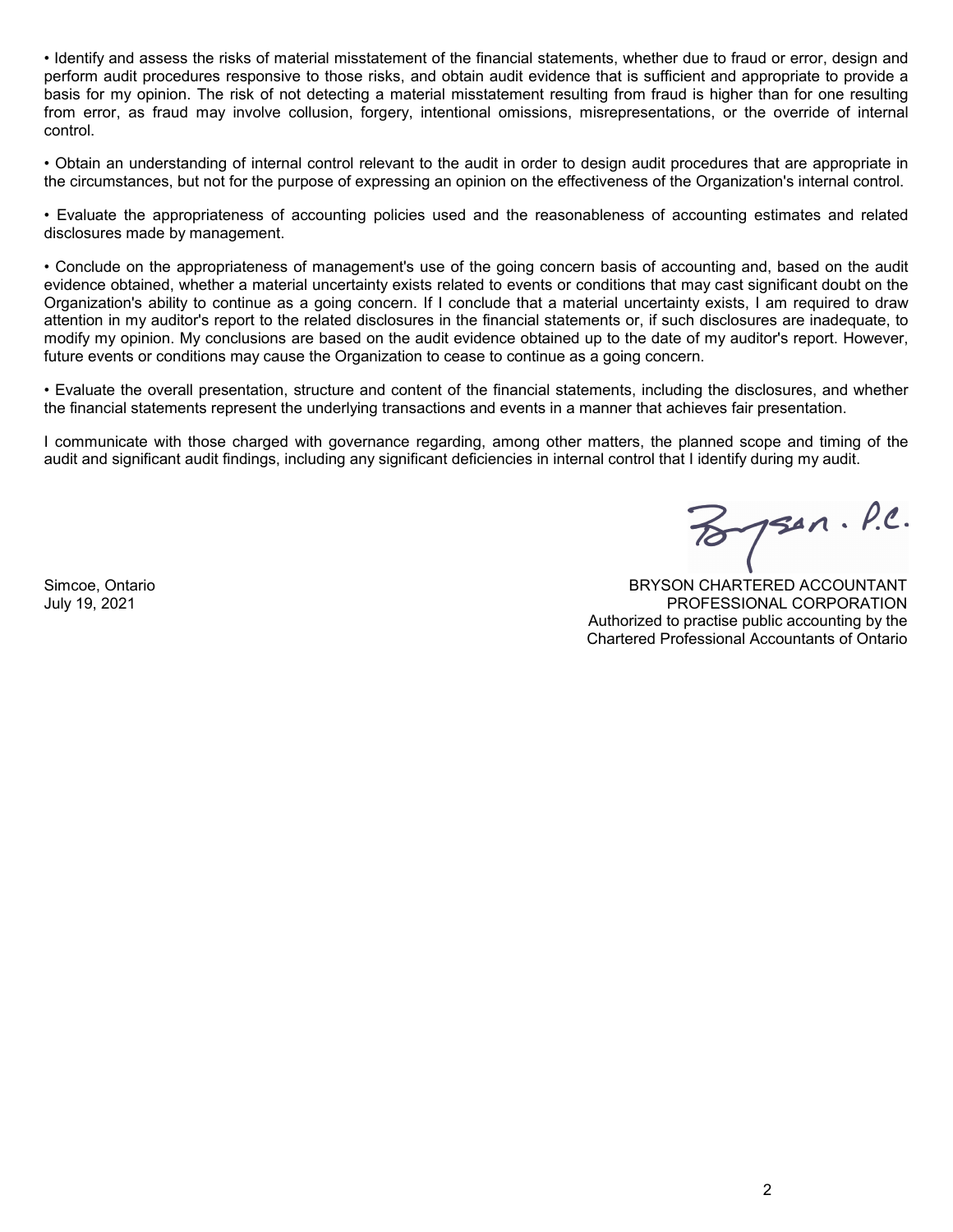• Identify and assess the risks of material misstatement of the financial statements, whether due to fraud or error, design and perform audit procedures responsive to those risks, and obtain audit evidence that is sufficient and appropriate to provide a basis for my opinion. The risk of not detecting a material misstatement resulting from fraud is higher than for one resulting from error, as fraud may involve collusion, forgery, intentional omissions, misrepresentations, or the override of internal control.

• Obtain an understanding of internal control relevant to the audit in order to design audit procedures that are appropriate in the circumstances, but not for the purpose of expressing an opinion on the effectiveness of the Organization's internal control.

• Evaluate the appropriateness of accounting policies used and the reasonableness of accounting estimates and related disclosures made by management.

• Conclude on the appropriateness of management's use of the going concern basis of accounting and, based on the audit evidence obtained, whether a material uncertainty exists related to events or conditions that may cast significant doubt on the Organization's ability to continue as a going concern. If I conclude that a material uncertainty exists, I am required to draw attention in my auditor's report to the related disclosures in the financial statements or, if such disclosures are inadequate, to modify my opinion. My conclusions are based on the audit evidence obtained up to the date of my auditor's report. However, future events or conditions may cause the Organization to cease to continue as a going concern.

• Evaluate the overall presentation, structure and content of the financial statements, including the disclosures, and whether the financial statements represent the underlying transactions and events in a manner that achieves fair presentation.

I communicate with those charged with governance regarding, among other matters, the planned scope and timing of the audit and significant audit findings, including any significant deficiencies in internal control that I identify during my audit.

Bryson. P.C.

Simcoe, Ontario
July 19, 2021

BRYSON CHARTERED ACCOUNTANT
PROFESSIONAL CORPORATION
Authorized to practise public accounting by the
Chartered Professional Accountants of Ontario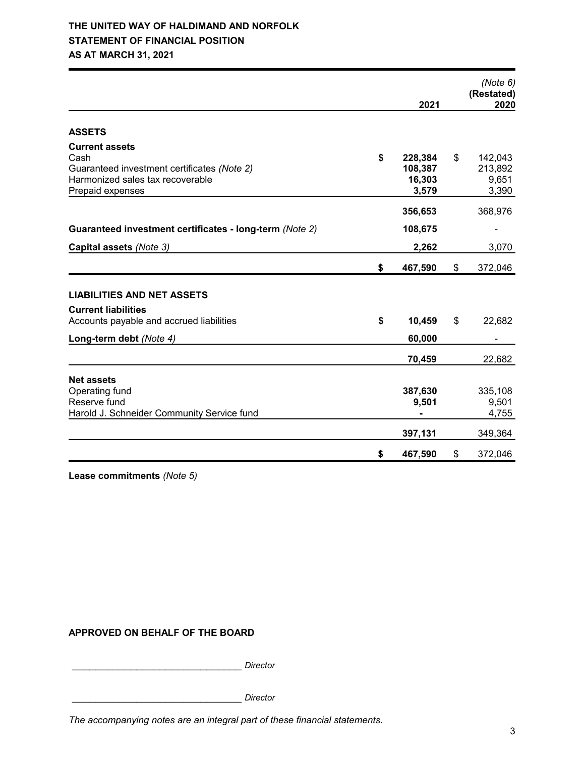# THE UNITED WAY OF HALDIMAND AND NORFOLK
## STATEMENT OF FINANCIAL POSITION
### AS AT MARCH 31, 2021

| | 2021 | *(Note 6)* **(Restated)** 2020 |
|---|---|---|
| **ASSETS** | | |
| **Current assets** | | |
| Cash | **$ 228,384** | $ 142,043 |
| Guaranteed investment certificates *(Note 2)* | **108,387** | 213,892 |
| Harmonized sales tax recoverable | **16,303** | 9,651 |
| Prepaid expenses | **3,579** | 3,390 |
| | **356,653** | 368,976 |
| **Guaranteed investment certificates - long-term** *(Note 2)* | **108,675** | - |
| **Capital assets** *(Note 3)* | **2,262** | 3,070 |
| | **$ 467,590** | $ 372,046 |
| **LIABILITIES AND NET ASSETS** | | |
| **Current liabilities** | | |
| Accounts payable and accrued liabilities | **$ 10,459** | $ 22,682 |
| **Long-term debt** *(Note 4)* | **60,000** | - |
| | **70,459** | 22,682 |
| **Net assets** | | |
| Operating fund | **387,630** | 335,108 |
| Reserve fund | **9,501** | 9,501 |
| Harold J. Schneider Community Service fund | **-** | 4,755 |
| | **397,131** | 349,364 |
| | **$ 467,590** | $ 372,046 |

**Lease commitments** *(Note 5)*

**APPROVED ON BEHALF OF THE BOARD**

\_\_\_\_\_\_\_\_\_\_\_\_\_\_\_\_\_\_\_\_\_\_\_\_\_\_\_\_\_\_\_\_ *Director*

\_\_\_\_\_\_\_\_\_\_\_\_\_\_\_\_\_\_\_\_\_\_\_\_\_\_\_\_\_\_\_\_ *Director*

*The accompanying notes are an integral part of these financial statements.*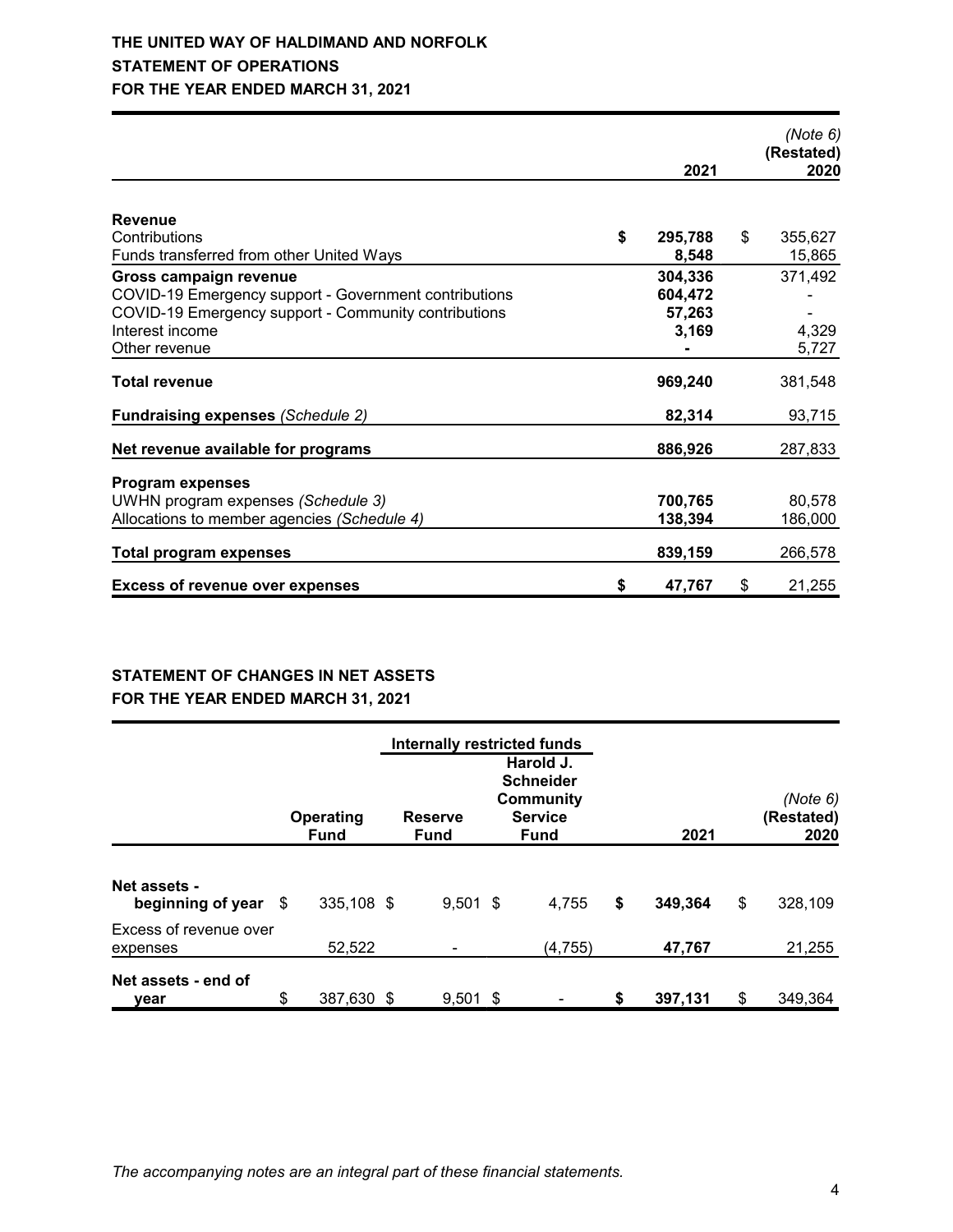# THE UNITED WAY OF HALDIMAND AND NORFOLK

## STATEMENT OF OPERATIONS

## FOR THE YEAR ENDED MARCH 31, 2021

| | 2021 | *(Note 6)* **(Restated)** 2020 |
|---|---|---|
| **Revenue** | | |
| Contributions | $ **295,788** | $ 355,627 |
| Funds transferred from other United Ways | **8,548** | 15,865 |
| **Gross campaign revenue** | **304,336** | 371,492 |
| COVID-19 Emergency support - Government contributions | **604,472** | - |
| COVID-19 Emergency support - Community contributions | **57,263** | - |
| Interest income | **3,169** | 4,329 |
| Other revenue | **-** | 5,727 |
| **Total revenue** | **969,240** | 381,548 |
| **Fundraising expenses** *(Schedule 2)* | **82,314** | 93,715 |
| **Net revenue available for programs** | **886,926** | 287,833 |
| **Program expenses** | | |
| UWHN program expenses *(Schedule 3)* | **700,765** | 80,578 |
| Allocations to member agencies *(Schedule 4)* | **138,394** | 186,000 |
| **Total program expenses** | **839,159** | 266,578 |
| **Excess of revenue over expenses** | $ **47,767** | $ 21,255 |

## STATEMENT OF CHANGES IN NET ASSETS

## FOR THE YEAR ENDED MARCH 31, 2021

| | | Internally restricted funds | | | |
|---|---|---|---|---|---|
| | **Operating Fund** | **Reserve Fund** | **Harold J. Schneider Community Service Fund** | **2021** | *(Note 6)* **(Restated) 2020** |
| **Net assets - beginning of year** | $ 335,108 | $ 9,501 | $ 4,755 | $ **349,364** | $ 328,109 |
| Excess of revenue over expenses | 52,522 | - | (4,755) | **47,767** | 21,255 |
| **Net assets - end of year** | $ 387,630 | $ 9,501 | $ - | $ **397,131** | $ 349,364 |

*The accompanying notes are an integral part of these financial statements.*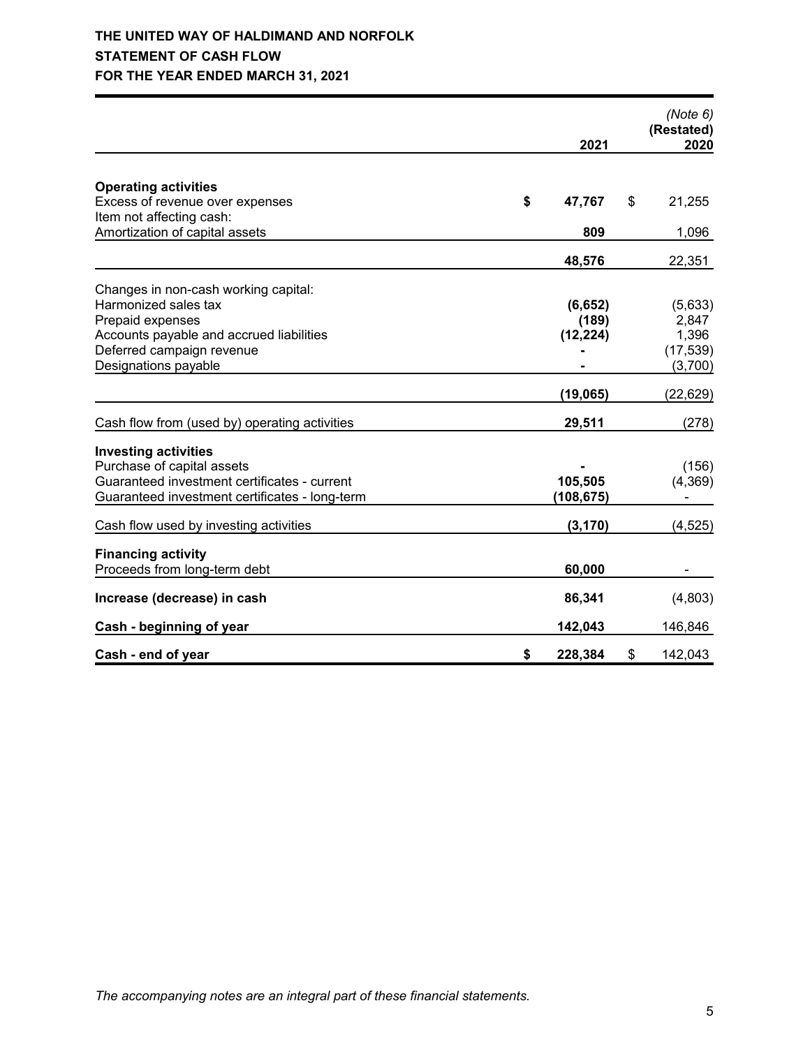**THE UNITED WAY OF HALDIMAND AND NORFOLK**

**STATEMENT OF CASH FLOW**

**FOR THE YEAR ENDED MARCH 31, 2021**

| | 2021 | *(Note 6)* (Restated) 2020 |
|---|---|---|
| **Operating activities** | | |
| Excess of revenue over expenses | **$ 47,767** | $ 21,255 |
| Item not affecting cash: | | |
| Amortization of capital assets | **809** | 1,096 |
| | **48,576** | 22,351 |
| Changes in non-cash working capital: | | |
| Harmonized sales tax | **(6,652)** | (5,633) |
| Prepaid expenses | **(189)** | 2,847 |
| Accounts payable and accrued liabilities | **(12,224)** | 1,396 |
| Deferred campaign revenue | **-** | (17,539) |
| Designations payable | **-** | (3,700) |
| | **(19,065)** | (22,629) |
| Cash flow from (used by) operating activities | **29,511** | (278) |
| **Investing activities** | | |
| Purchase of capital assets | **-** | (156) |
| Guaranteed investment certificates - current | **105,505** | (4,369) |
| Guaranteed investment certificates - long-term | **(108,675)** | - |
| Cash flow used by investing activities | **(3,170)** | (4,525) |
| **Financing activity** | | |
| Proceeds from long-term debt | **60,000** | - |
| **Increase (decrease) in cash** | **86,341** | (4,803) |
| **Cash - beginning of year** | **142,043** | 146,846 |
| **Cash - end of year** | **$ 228,384** | $ 142,043 |

*The accompanying notes are an integral part of these financial statements.*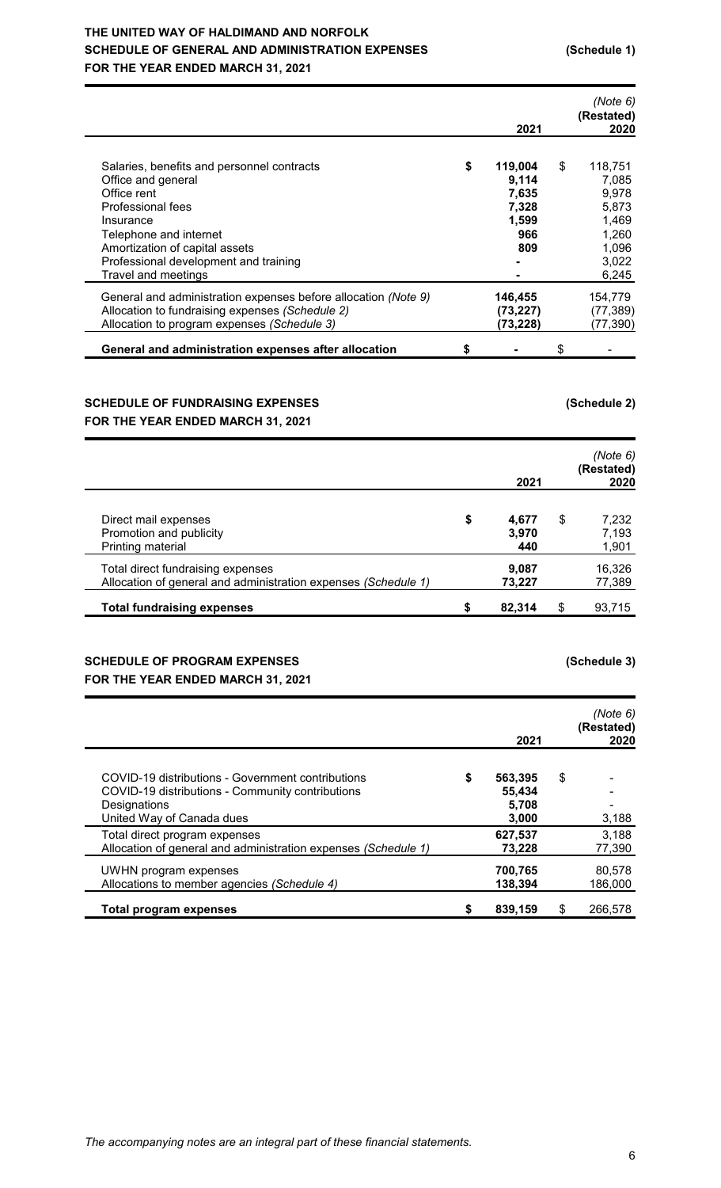# THE UNITED WAY OF HALDIMAND AND NORFOLK

## SCHEDULE OF GENERAL AND ADMINISTRATION EXPENSES (Schedule 1)

**FOR THE YEAR ENDED MARCH 31, 2021**

| | 2021 | *(Note 6)* (Restated) 2020 |
|---|---|---|
| Salaries, benefits and personnel contracts | $ **119,004** | $ 118,751 |
| Office and general | **9,114** | 7,085 |
| Office rent | **7,635** | 9,978 |
| Professional fees | **7,328** | 5,873 |
| Insurance | **1,599** | 1,469 |
| Telephone and internet | **966** | 1,260 |
| Amortization of capital assets | **809** | 1,096 |
| Professional development and training | **-** | 3,022 |
| Travel and meetings | **-** | 6,245 |
| General and administration expenses before allocation *(Note 9)* | **146,455** | 154,779 |
| Allocation to fundraising expenses *(Schedule 2)* | **(73,227)** | (77,389) |
| Allocation to program expenses *(Schedule 3)* | **(73,228)** | (77,390) |
| **General and administration expenses after allocation** | $ **-** | $ - |

## SCHEDULE OF FUNDRAISING EXPENSES (Schedule 2)

**FOR THE YEAR ENDED MARCH 31, 2021**

| | 2021 | *(Note 6)* (Restated) 2020 |
|---|---|---|
| Direct mail expenses | $ **4,677** | $ 7,232 |
| Promotion and publicity | **3,970** | 7,193 |
| Printing material | **440** | 1,901 |
| Total direct fundraising expenses | **9,087** | 16,326 |
| Allocation of general and administration expenses *(Schedule 1)* | **73,227** | 77,389 |
| **Total fundraising expenses** | $ **82,314** | $ 93,715 |

## SCHEDULE OF PROGRAM EXPENSES (Schedule 3)

**FOR THE YEAR ENDED MARCH 31, 2021**

| | 2021 | *(Note 6)* (Restated) 2020 |
|---|---|---|
| COVID-19 distributions - Government contributions | $ **563,395** | $ - |
| COVID-19 distributions - Community contributions | **55,434** | - |
| Designations | **5,708** | - |
| United Way of Canada dues | **3,000** | 3,188 |
| Total direct program expenses | **627,537** | 3,188 |
| Allocation of general and administration expenses *(Schedule 1)* | **73,228** | 77,390 |
| UWHN program expenses | **700,765** | 80,578 |
| Allocations to member agencies *(Schedule 4)* | **138,394** | 186,000 |
| **Total program expenses** | $ **839,159** | $ 266,578 |

*The accompanying notes are an integral part of these financial statements.*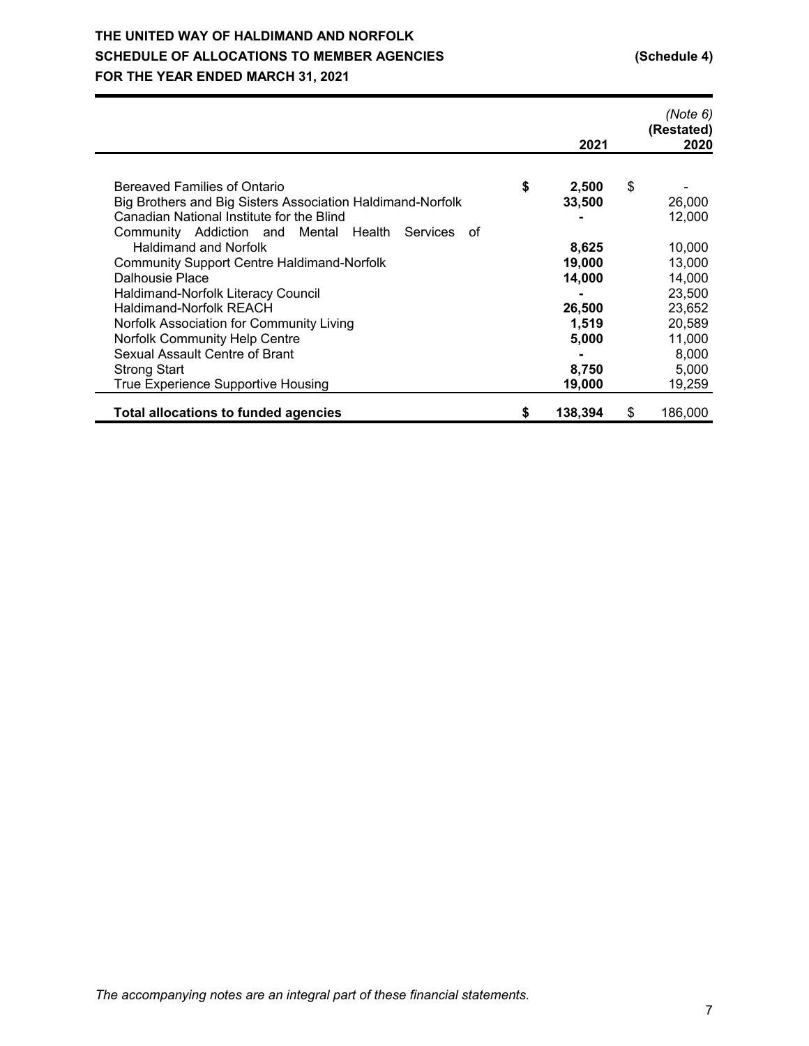**THE UNITED WAY OF HALDIMAND AND NORFOLK**
**SCHEDULE OF ALLOCATIONS TO MEMBER AGENCIES** **(Schedule 4)**
**FOR THE YEAR ENDED MARCH 31, 2021**

| | 2021 | *(Note 6)* (Restated) 2020 |
|---|---|---|
| Bereaved Families of Ontario | $ 2,500 | $ - |
| Big Brothers and Big Sisters Association Haldimand-Norfolk | 33,500 | 26,000 |
| Canadian National Institute for the Blind | - | 12,000 |
| Community Addiction and Mental Health Services of Haldimand and Norfolk | 8,625 | 10,000 |
| Community Support Centre Haldimand-Norfolk | 19,000 | 13,000 |
| Dalhousie Place | 14,000 | 14,000 |
| Haldimand-Norfolk Literacy Council | - | 23,500 |
| Haldimand-Norfolk REACH | 26,500 | 23,652 |
| Norfolk Association for Community Living | 1,519 | 20,589 |
| Norfolk Community Help Centre | 5,000 | 11,000 |
| Sexual Assault Centre of Brant | - | 8,000 |
| Strong Start | 8,750 | 5,000 |
| True Experience Supportive Housing | 19,000 | 19,259 |
| **Total allocations to funded agencies** | **$ 138,394** | $ 186,000 |

*The accompanying notes are an integral part of these financial statements.*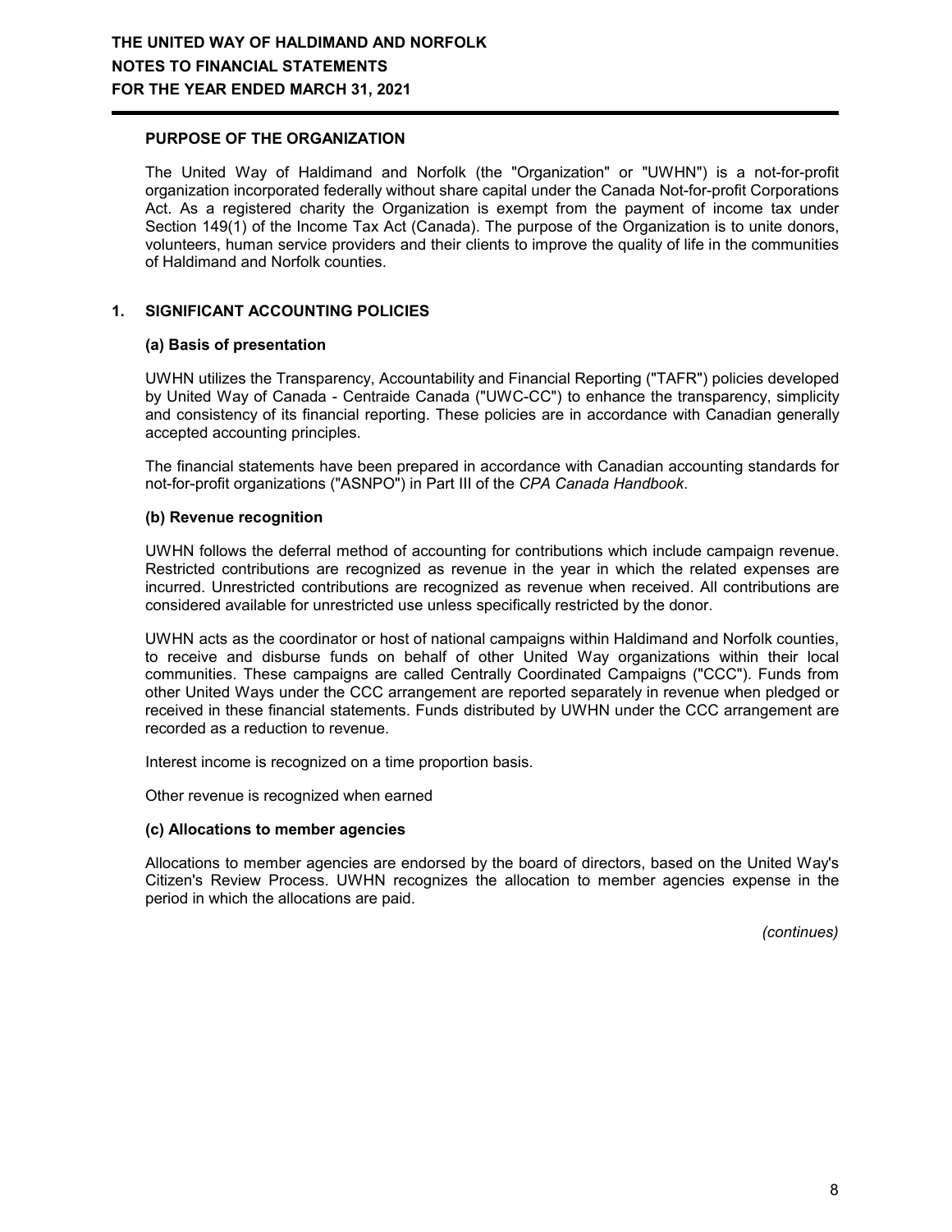**THE UNITED WAY OF HALDIMAND AND NORFOLK**
**NOTES TO FINANCIAL STATEMENTS**
**FOR THE YEAR ENDED MARCH 31, 2021**

## PURPOSE OF THE ORGANIZATION

The United Way of Haldimand and Norfolk (the "Organization" or "UWHN") is a not-for-profit organization incorporated federally without share capital under the Canada Not-for-profit Corporations Act. As a registered charity the Organization is exempt from the payment of income tax under Section 149(1) of the Income Tax Act (Canada). The purpose of the Organization is to unite donors, volunteers, human service providers and their clients to improve the quality of life in the communities of Haldimand and Norfolk counties.

## 1. SIGNIFICANT ACCOUNTING POLICIES

### (a) Basis of presentation

UWHN utilizes the Transparency, Accountability and Financial Reporting ("TAFR") policies developed by United Way of Canada - Centraide Canada ("UWC-CC") to enhance the transparency, simplicity and consistency of its financial reporting. These policies are in accordance with Canadian generally accepted accounting principles.

The financial statements have been prepared in accordance with Canadian accounting standards for not-for-profit organizations ("ASNPO") in Part III of the *CPA Canada Handbook*.

### (b) Revenue recognition

UWHN follows the deferral method of accounting for contributions which include campaign revenue. Restricted contributions are recognized as revenue in the year in which the related expenses are incurred. Unrestricted contributions are recognized as revenue when received. All contributions are considered available for unrestricted use unless specifically restricted by the donor.

UWHN acts as the coordinator or host of national campaigns within Haldimand and Norfolk counties, to receive and disburse funds on behalf of other United Way organizations within their local communities. These campaigns are called Centrally Coordinated Campaigns ("CCC"). Funds from other United Ways under the CCC arrangement are reported separately in revenue when pledged or received in these financial statements. Funds distributed by UWHN under the CCC arrangement are recorded as a reduction to revenue.

Interest income is recognized on a time proportion basis.

Other revenue is recognized when earned

### (c) Allocations to member agencies

Allocations to member agencies are endorsed by the board of directors, based on the United Way's Citizen's Review Process. UWHN recognizes the allocation to member agencies expense in the period in which the allocations are paid.

*(continues)*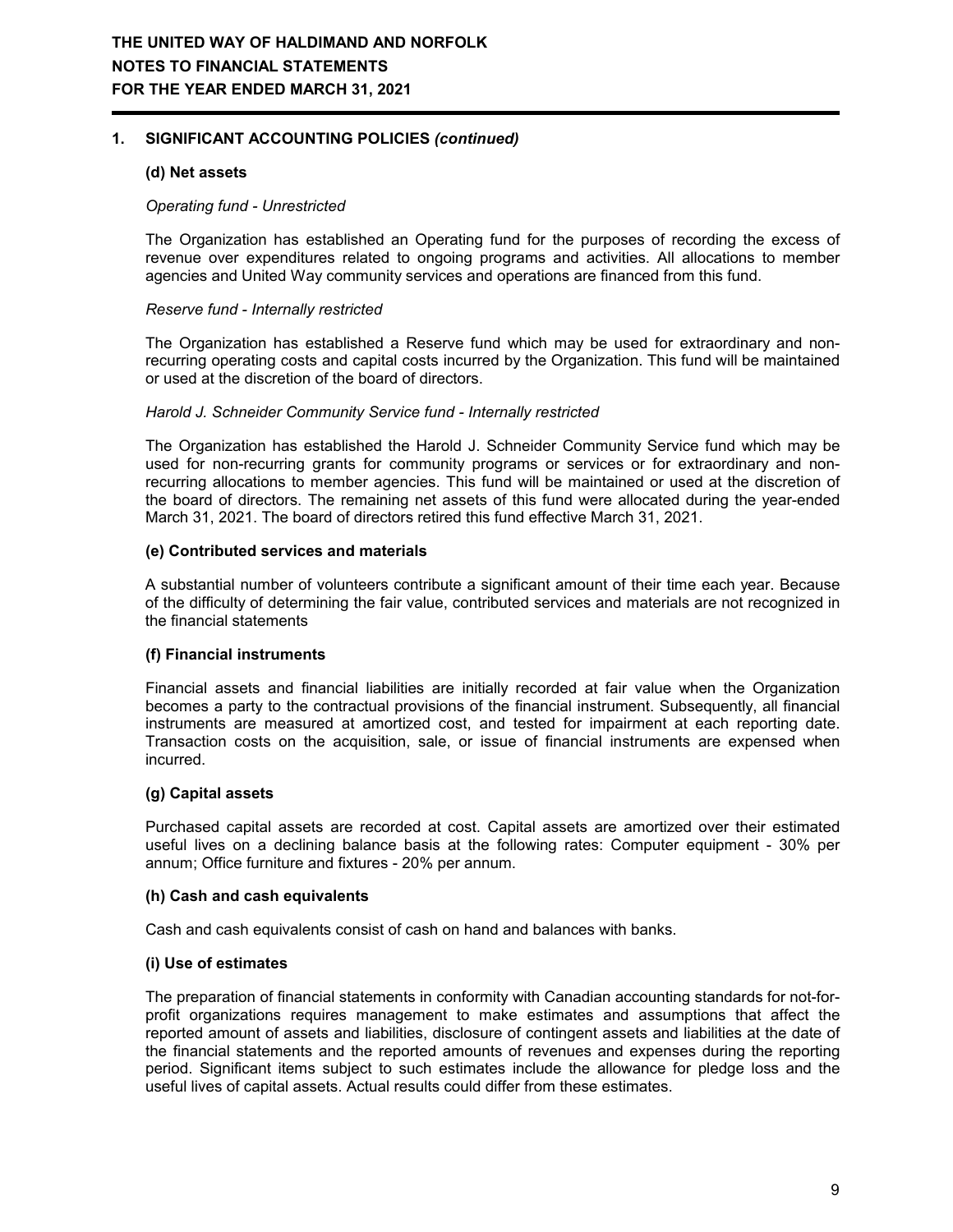# THE UNITED WAY OF HALDIMAND AND NORFOLK
## NOTES TO FINANCIAL STATEMENTS
## FOR THE YEAR ENDED MARCH 31, 2021

### 1. SIGNIFICANT ACCOUNTING POLICIES *(continued)*

#### (d) Net assets

*Operating fund - Unrestricted*

The Organization has established an Operating fund for the purposes of recording the excess of revenue over expenditures related to ongoing programs and activities. All allocations to member agencies and United Way community services and operations are financed from this fund.

*Reserve fund - Internally restricted*

The Organization has established a Reserve fund which may be used for extraordinary and non-recurring operating costs and capital costs incurred by the Organization. This fund will be maintained or used at the discretion of the board of directors.

*Harold J. Schneider Community Service fund - Internally restricted*

The Organization has established the Harold J. Schneider Community Service fund which may be used for non-recurring grants for community programs or services or for extraordinary and non-recurring allocations to member agencies. This fund will be maintained or used at the discretion of the board of directors. The remaining net assets of this fund were allocated during the year-ended March 31, 2021. The board of directors retired this fund effective March 31, 2021.

#### (e) Contributed services and materials

A substantial number of volunteers contribute a significant amount of their time each year. Because of the difficulty of determining the fair value, contributed services and materials are not recognized in the financial statements

#### (f) Financial instruments

Financial assets and financial liabilities are initially recorded at fair value when the Organization becomes a party to the contractual provisions of the financial instrument. Subsequently, all financial instruments are measured at amortized cost, and tested for impairment at each reporting date. Transaction costs on the acquisition, sale, or issue of financial instruments are expensed when incurred.

#### (g) Capital assets

Purchased capital assets are recorded at cost. Capital assets are amortized over their estimated useful lives on a declining balance basis at the following rates: Computer equipment - 30% per annum; Office furniture and fixtures - 20% per annum.

#### (h) Cash and cash equivalents

Cash and cash equivalents consist of cash on hand and balances with banks.

#### (i) Use of estimates

The preparation of financial statements in conformity with Canadian accounting standards for not-for-profit organizations requires management to make estimates and assumptions that affect the reported amount of assets and liabilities, disclosure of contingent assets and liabilities at the date of the financial statements and the reported amounts of revenues and expenses during the reporting period. Significant items subject to such estimates include the allowance for pledge loss and the useful lives of capital assets. Actual results could differ from these estimates.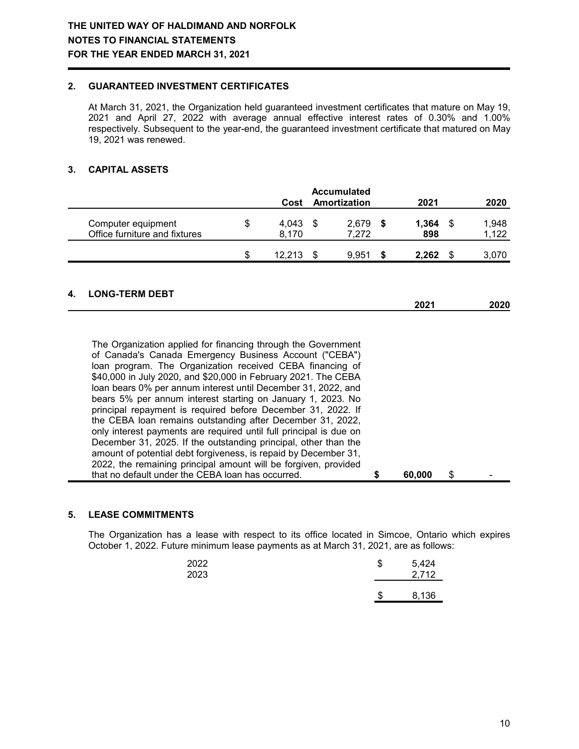**THE UNITED WAY OF HALDIMAND AND NORFOLK**
**NOTES TO FINANCIAL STATEMENTS**
**FOR THE YEAR ENDED MARCH 31, 2021**

## 2. GUARANTEED INVESTMENT CERTIFICATES

At March 31, 2021, the Organization held guaranteed investment certificates that mature on May 19, 2021 and April 27, 2022 with average annual effective interest rates of 0.30% and 1.00% respectively. Subsequent to the year-end, the guaranteed investment certificate that matured on May 19, 2021 was renewed.

## 3. CAPITAL ASSETS

| | Cost | Accumulated Amortization | 2021 | 2020 |
|---|---|---|---|---|
| Computer equipment | $ 4,043 | $ 2,679 | **$ 1,364** | $ 1,948 |
| Office furniture and fixtures | 8,170 | 7,272 | **898** | 1,122 |
| | $ 12,213 | $ 9,951 | **$ 2,262** | $ 3,070 |

## 4. LONG-TERM DEBT

| | 2021 | 2020 |
|---|---|---|
| The Organization applied for financing through the Government of Canada's Canada Emergency Business Account ("CEBA") loan program. The Organization received CEBA financing of $40,000 in July 2020, and $20,000 in February 2021. The CEBA loan bears 0% per annum interest until December 31, 2022, and bears 5% per annum interest starting on January 1, 2023. No principal repayment is required before December 31, 2022. If the CEBA loan remains outstanding after December 31, 2022, only interest payments are required until full principal is due on December 31, 2025. If the outstanding principal, other than the amount of potential debt forgiveness, is repaid by December 31, 2022, the remaining principal amount will be forgiven, provided that no default under the CEBA loan has occurred. | **$ 60,000** | $ - |

## 5. LEASE COMMITMENTS

The Organization has a lease with respect to its office located in Simcoe, Ontario which expires October 1, 2022. Future minimum lease payments as at March 31, 2021, are as follows:

| | |
|---|---|
| 2022 | $ 5,424 |
| 2023 | 2,712 |
| | $ 8,136 |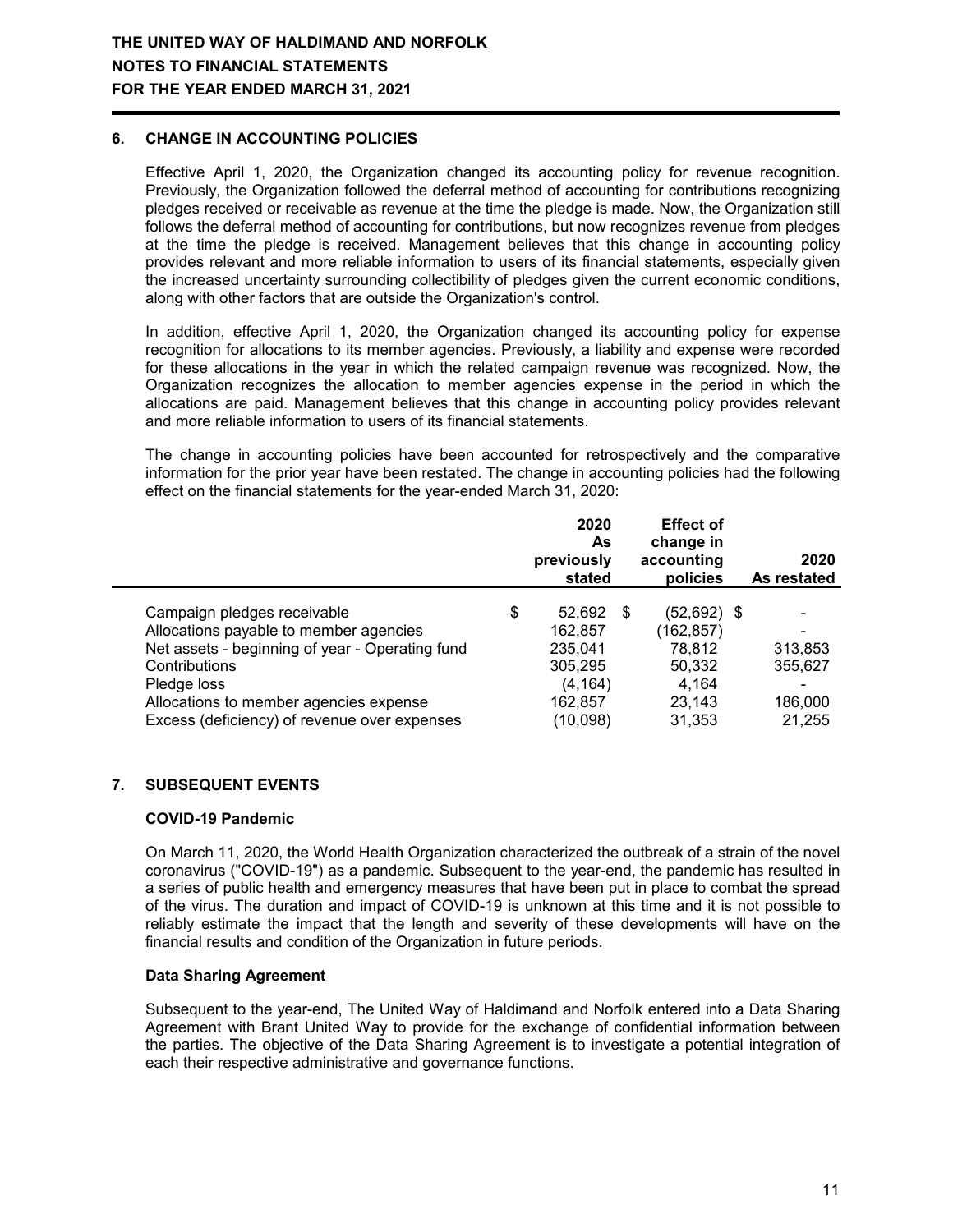## 6. CHANGE IN ACCOUNTING POLICIES

Effective April 1, 2020, the Organization changed its accounting policy for revenue recognition. Previously, the Organization followed the deferral method of accounting for contributions recognizing pledges received or receivable as revenue at the time the pledge is made. Now, the Organization still follows the deferral method of accounting for contributions, but now recognizes revenue from pledges at the time the pledge is received. Management believes that this change in accounting policy provides relevant and more reliable information to users of its financial statements, especially given the increased uncertainty surrounding collectibility of pledges given the current economic conditions, along with other factors that are outside the Organization's control.

In addition, effective April 1, 2020, the Organization changed its accounting policy for expense recognition for allocations to its member agencies. Previously, a liability and expense were recorded for these allocations in the year in which the related campaign revenue was recognized. Now, the Organization recognizes the allocation to member agencies expense in the period in which the allocations are paid. Management believes that this change in accounting policy provides relevant and more reliable information to users of its financial statements.

The change in accounting policies have been accounted for retrospectively and the comparative information for the prior year have been restated. The change in accounting policies had the following effect on the financial statements for the year-ended March 31, 2020:

| | 2020 As previously stated | Effect of change in accounting policies | 2020 As restated |
|---|---|---|---|
| Campaign pledges receivable | $ 52,692 | $ (52,692) | $ - |
| Allocations payable to member agencies | 162,857 | (162,857) | - |
| Net assets - beginning of year - Operating fund | 235,041 | 78,812 | 313,853 |
| Contributions | 305,295 | 50,332 | 355,627 |
| Pledge loss | (4,164) | 4,164 | - |
| Allocations to member agencies expense | 162,857 | 23,143 | 186,000 |
| Excess (deficiency) of revenue over expenses | (10,098) | 31,353 | 21,255 |

## 7. SUBSEQUENT EVENTS

### COVID-19 Pandemic

On March 11, 2020, the World Health Organization characterized the outbreak of a strain of the novel coronavirus ("COVID-19") as a pandemic. Subsequent to the year-end, the pandemic has resulted in a series of public health and emergency measures that have been put in place to combat the spread of the virus. The duration and impact of COVID-19 is unknown at this time and it is not possible to reliably estimate the impact that the length and severity of these developments will have on the financial results and condition of the Organization in future periods.

### Data Sharing Agreement

Subsequent to the year-end, The United Way of Haldimand and Norfolk entered into a Data Sharing Agreement with Brant United Way to provide for the exchange of confidential information between the parties. The objective of the Data Sharing Agreement is to investigate a potential integration of each their respective administrative and governance functions.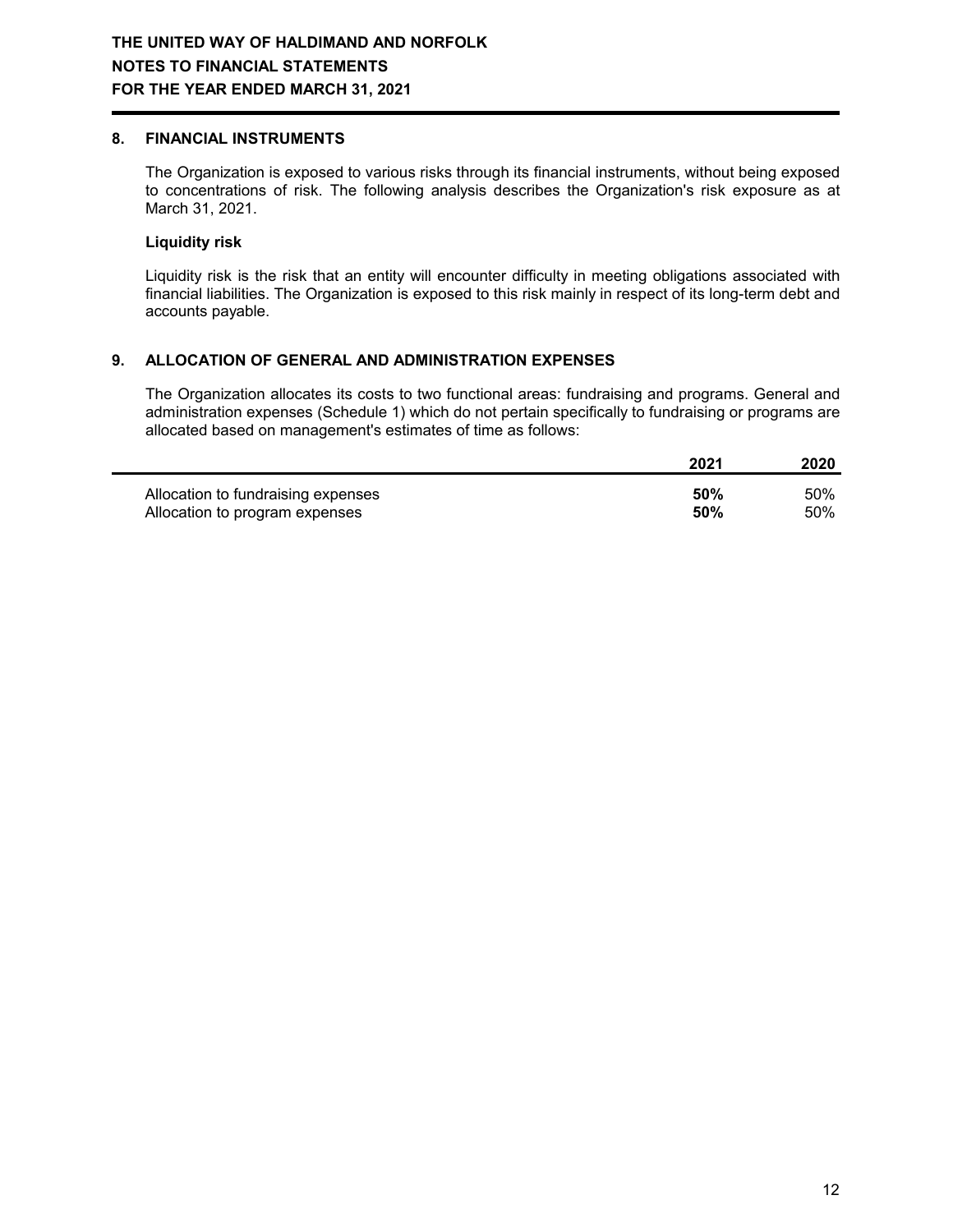## 8. FINANCIAL INSTRUMENTS

The Organization is exposed to various risks through its financial instruments, without being exposed to concentrations of risk. The following analysis describes the Organization's risk exposure as at March 31, 2021.

**Liquidity risk**

Liquidity risk is the risk that an entity will encounter difficulty in meeting obligations associated with financial liabilities. The Organization is exposed to this risk mainly in respect of its long-term debt and accounts payable.

## 9. ALLOCATION OF GENERAL AND ADMINISTRATION EXPENSES

The Organization allocates its costs to two functional areas: fundraising and programs. General and administration expenses (Schedule 1) which do not pertain specifically to fundraising or programs are allocated based on management's estimates of time as follows:

| | 2021 | 2020 |
|---|---|---|
| Allocation to fundraising expenses | **50%** | 50% |
| Allocation to program expenses | **50%** | 50% |